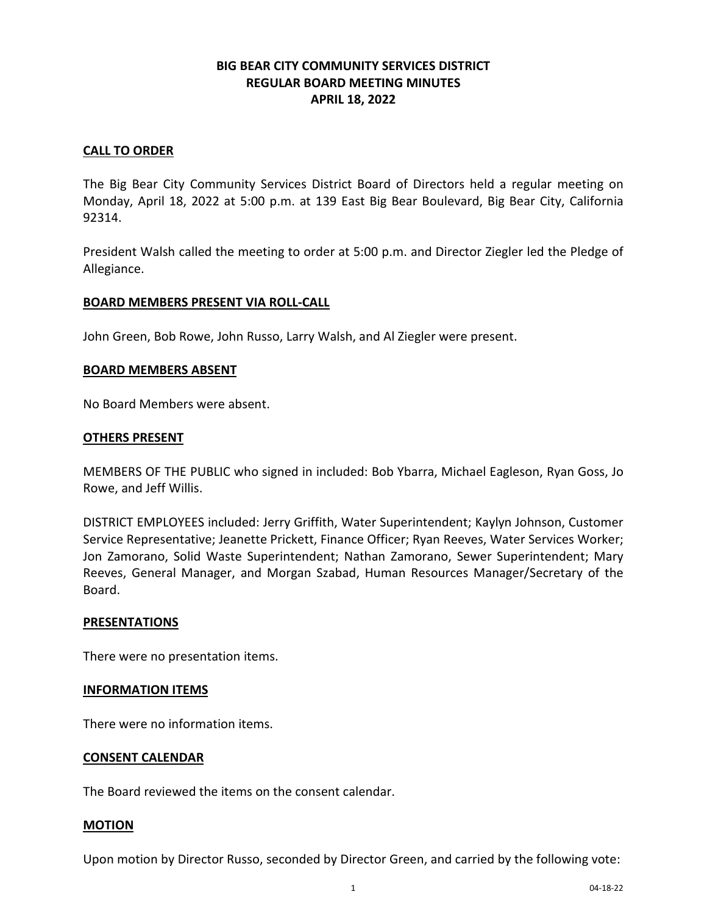# BIG BEAR CITY COMMUNITY SERVICES DISTRICT
## REGULAR BOARD MEETING MINUTES
## APRIL 18, 2022

**CALL TO ORDER**

The Big Bear City Community Services District Board of Directors held a regular meeting on Monday, April 18, 2022 at 5:00 p.m. at 139 East Big Bear Boulevard, Big Bear City, California 92314.

President Walsh called the meeting to order at 5:00 p.m. and Director Ziegler led the Pledge of Allegiance.

**BOARD MEMBERS PRESENT VIA ROLL-CALL**

John Green, Bob Rowe, John Russo, Larry Walsh, and Al Ziegler were present.

**BOARD MEMBERS ABSENT**

No Board Members were absent.

**OTHERS PRESENT**

MEMBERS OF THE PUBLIC who signed in included: Bob Ybarra, Michael Eagleson, Ryan Goss, Jo Rowe, and Jeff Willis.

DISTRICT EMPLOYEES included: Jerry Griffith, Water Superintendent; Kaylyn Johnson, Customer Service Representative; Jeanette Prickett, Finance Officer; Ryan Reeves, Water Services Worker; Jon Zamorano, Solid Waste Superintendent; Nathan Zamorano, Sewer Superintendent; Mary Reeves, General Manager, and Morgan Szabad, Human Resources Manager/Secretary of the Board.

**PRESENTATIONS**

There were no presentation items.

**INFORMATION ITEMS**

There were no information items.

**CONSENT CALENDAR**

The Board reviewed the items on the consent calendar.

**MOTION**

Upon motion by Director Russo, seconded by Director Green, and carried by the following vote: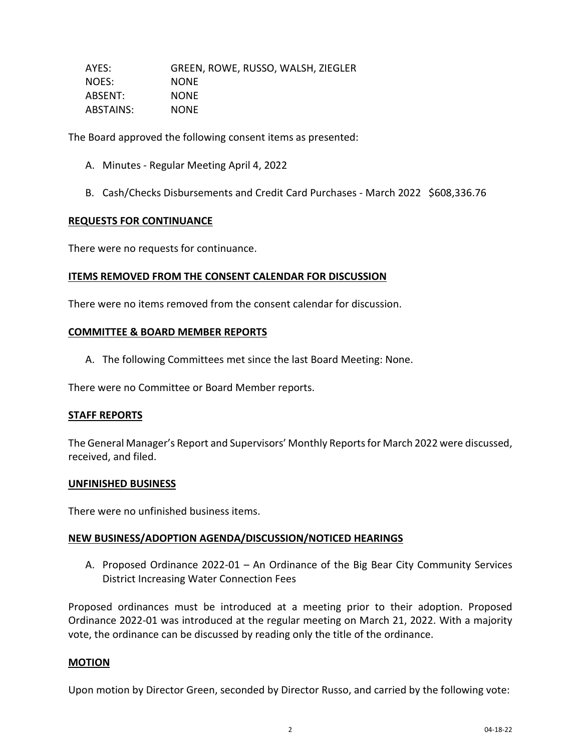| AYES: | GREEN, ROWE, RUSSO, WALSH, ZIEGLER |
| --- | --- |
| NOES: | NONE |
| ABSENT: | NONE |
| ABSTAINS: | NONE |

The Board approved the following consent items as presented:

A. Minutes - Regular Meeting April 4, 2022

B. Cash/Checks Disbursements and Credit Card Purchases - March 2022 $608,336.76

## REQUESTS FOR CONTINUANCE

There were no requests for continuance.

## ITEMS REMOVED FROM THE CONSENT CALENDAR FOR DISCUSSION

There were no items removed from the consent calendar for discussion.

## COMMITTEE & BOARD MEMBER REPORTS

A. The following Committees met since the last Board Meeting: None.

There were no Committee or Board Member reports.

## STAFF REPORTS

The General Manager's Report and Supervisors' Monthly Reports for March 2022 were discussed, received, and filed.

## UNFINISHED BUSINESS

There were no unfinished business items.

## NEW BUSINESS/ADOPTION AGENDA/DISCUSSION/NOTICED HEARINGS

A. Proposed Ordinance 2022-01 – An Ordinance of the Big Bear City Community Services District Increasing Water Connection Fees

Proposed ordinances must be introduced at a meeting prior to their adoption. Proposed Ordinance 2022-01 was introduced at the regular meeting on March 21, 2022. With a majority vote, the ordinance can be discussed by reading only the title of the ordinance.

## MOTION

Upon motion by Director Green, seconded by Director Russo, and carried by the following vote: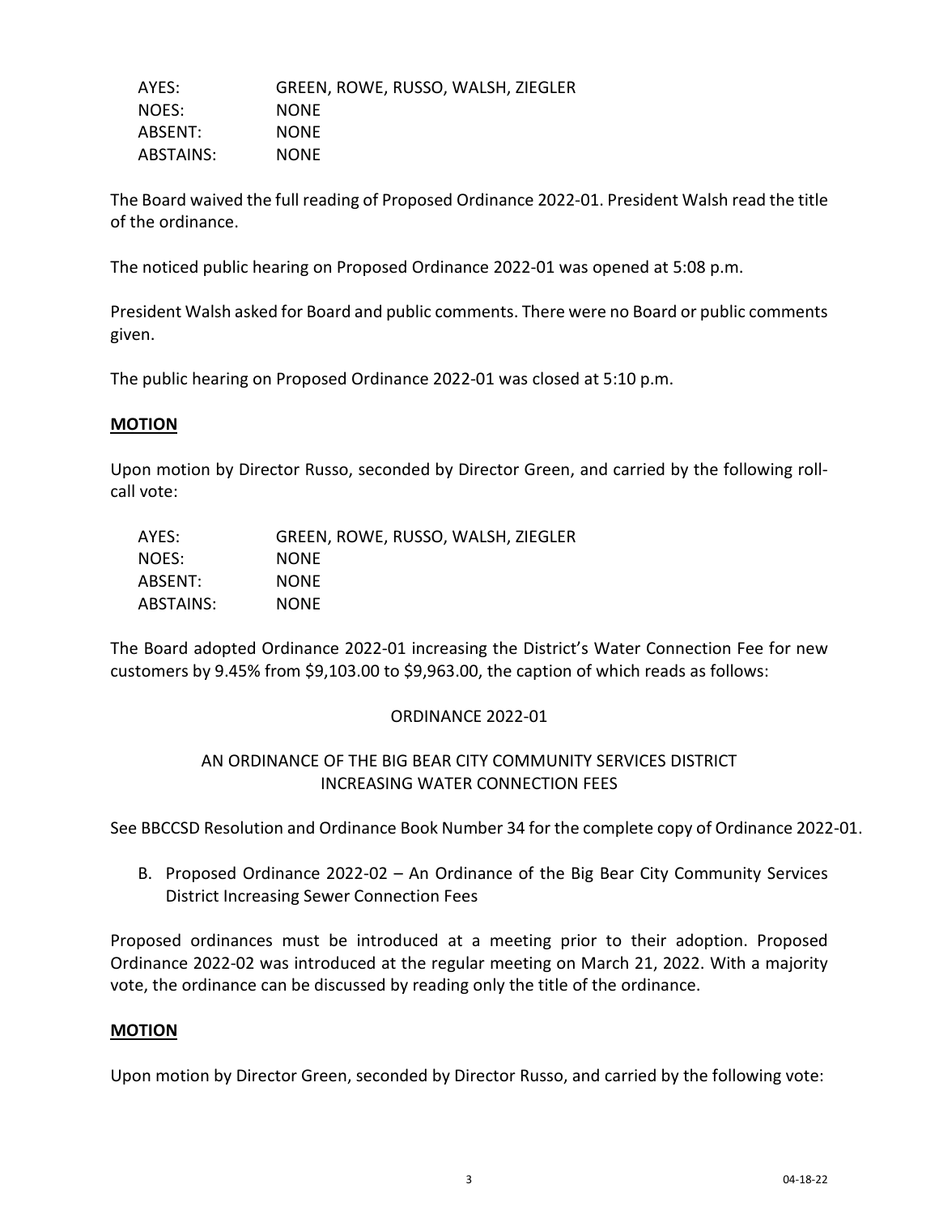| | |
|---|---|
| AYES: | GREEN, ROWE, RUSSO, WALSH, ZIEGLER |
| NOES: | NONE |
| ABSENT: | NONE |
| ABSTAINS: | NONE |

The Board waived the full reading of Proposed Ordinance 2022-01. President Walsh read the title of the ordinance.

The noticed public hearing on Proposed Ordinance 2022-01 was opened at 5:08 p.m.

President Walsh asked for Board and public comments. There were no Board or public comments given.

The public hearing on Proposed Ordinance 2022-01 was closed at 5:10 p.m.

**MOTION**

Upon motion by Director Russo, seconded by Director Green, and carried by the following roll-call vote:

| | |
|---|---|
| AYES: | GREEN, ROWE, RUSSO, WALSH, ZIEGLER |
| NOES: | NONE |
| ABSENT: | NONE |
| ABSTAINS: | NONE |

The Board adopted Ordinance 2022-01 increasing the District's Water Connection Fee for new customers by 9.45% from $9,103.00 to $9,963.00, the caption of which reads as follows:

ORDINANCE 2022-01

AN ORDINANCE OF THE BIG BEAR CITY COMMUNITY SERVICES DISTRICT INCREASING WATER CONNECTION FEES

See BBCCSD Resolution and Ordinance Book Number 34 for the complete copy of Ordinance 2022-01.

B. Proposed Ordinance 2022-02 – An Ordinance of the Big Bear City Community Services District Increasing Sewer Connection Fees

Proposed ordinances must be introduced at a meeting prior to their adoption. Proposed Ordinance 2022-02 was introduced at the regular meeting on March 21, 2022. With a majority vote, the ordinance can be discussed by reading only the title of the ordinance.

**MOTION**

Upon motion by Director Green, seconded by Director Russo, and carried by the following vote: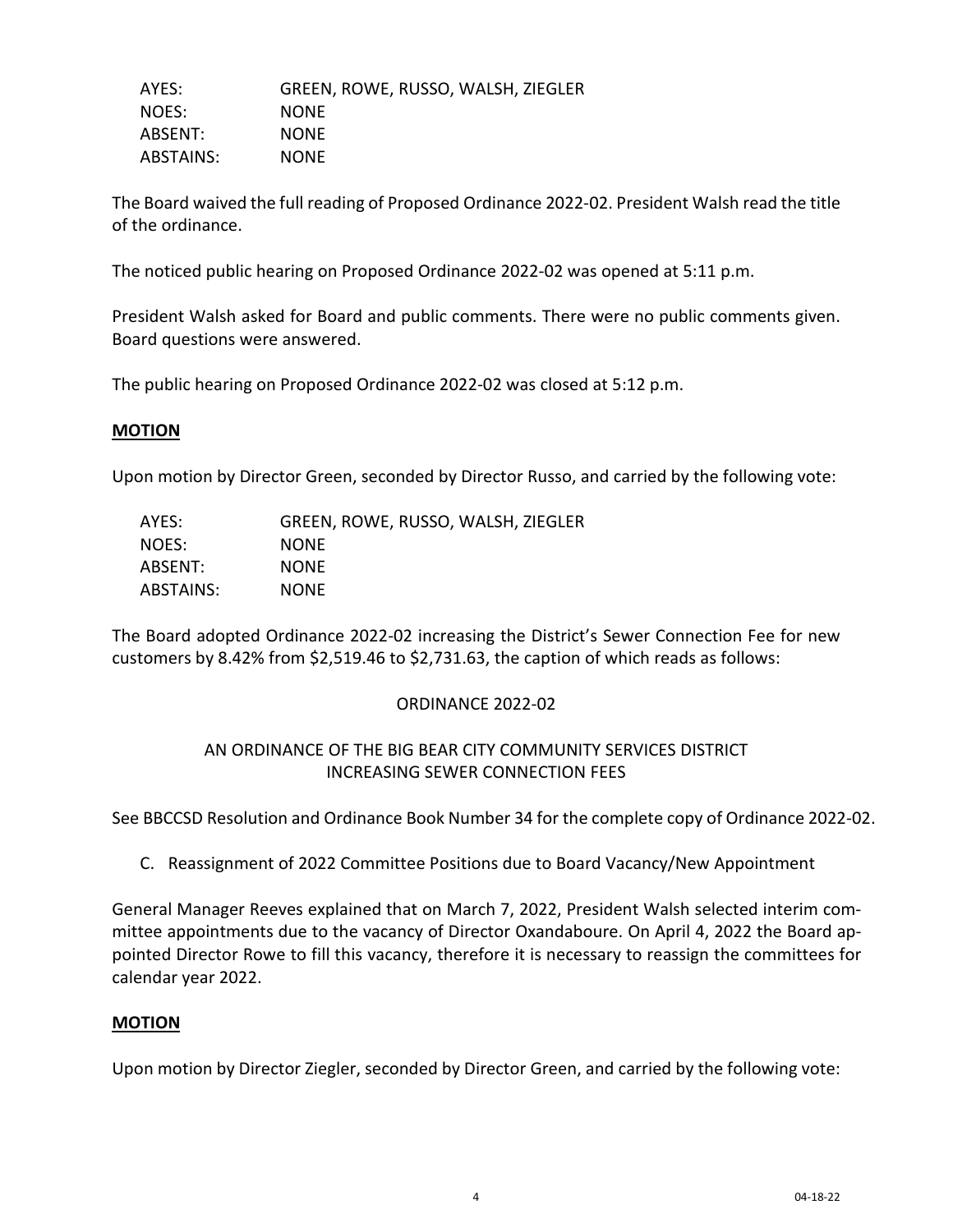| | |
|---|---|
| AYES: | GREEN, ROWE, RUSSO, WALSH, ZIEGLER |
| NOES: | NONE |
| ABSENT: | NONE |
| ABSTAINS: | NONE |

The Board waived the full reading of Proposed Ordinance 2022-02. President Walsh read the title of the ordinance.

The noticed public hearing on Proposed Ordinance 2022-02 was opened at 5:11 p.m.

President Walsh asked for Board and public comments. There were no public comments given. Board questions were answered.

The public hearing on Proposed Ordinance 2022-02 was closed at 5:12 p.m.

**MOTION**

Upon motion by Director Green, seconded by Director Russo, and carried by the following vote:

| | |
|---|---|
| AYES: | GREEN, ROWE, RUSSO, WALSH, ZIEGLER |
| NOES: | NONE |
| ABSENT: | NONE |
| ABSTAINS: | NONE |

The Board adopted Ordinance 2022-02 increasing the District's Sewer Connection Fee for new customers by 8.42% from $2,519.46 to $2,731.63, the caption of which reads as follows:

ORDINANCE 2022-02

AN ORDINANCE OF THE BIG BEAR CITY COMMUNITY SERVICES DISTRICT INCREASING SEWER CONNECTION FEES

See BBCCSD Resolution and Ordinance Book Number 34 for the complete copy of Ordinance 2022-02.

C. Reassignment of 2022 Committee Positions due to Board Vacancy/New Appointment

General Manager Reeves explained that on March 7, 2022, President Walsh selected interim committee appointments due to the vacancy of Director Oxandaboure. On April 4, 2022 the Board appointed Director Rowe to fill this vacancy, therefore it is necessary to reassign the committees for calendar year 2022.

**MOTION**

Upon motion by Director Ziegler, seconded by Director Green, and carried by the following vote: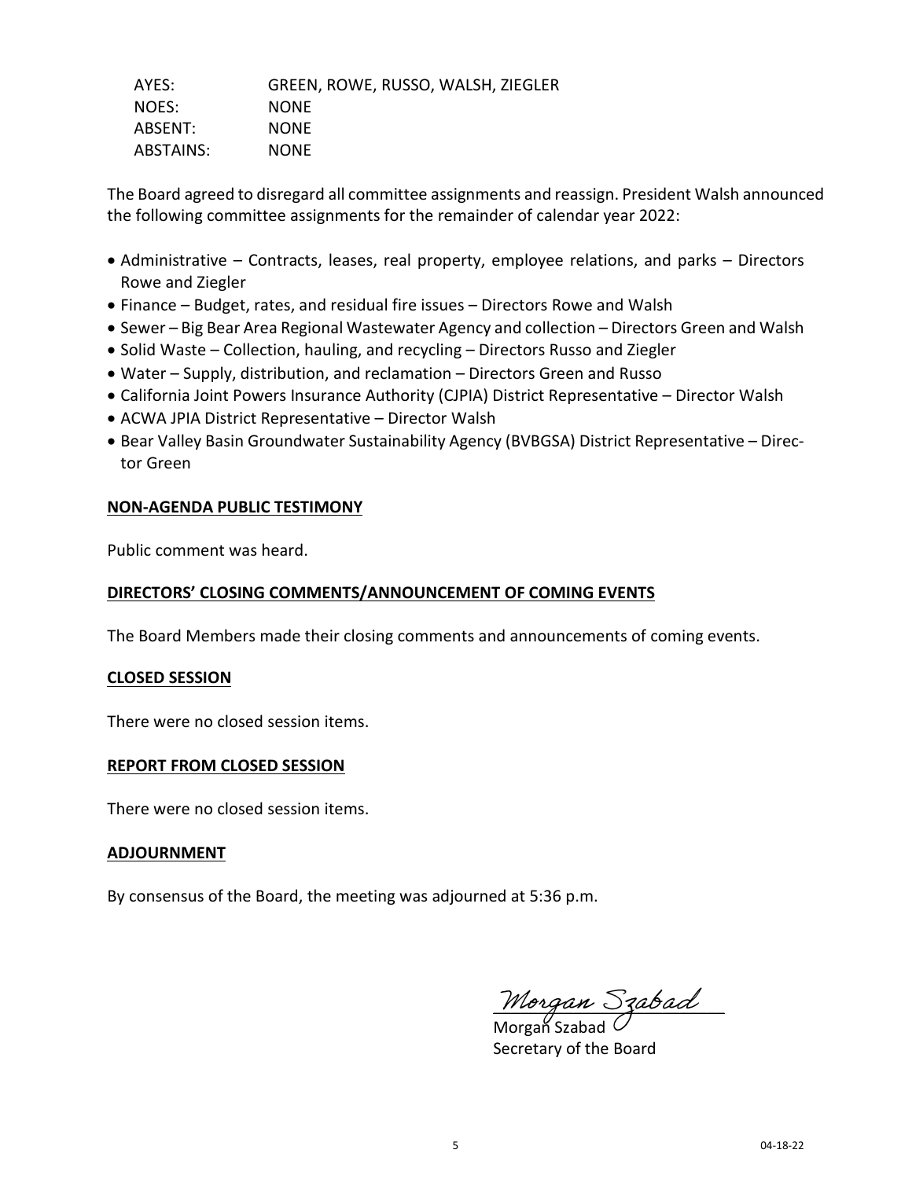| | |
|---|---|
| AYES: | GREEN, ROWE, RUSSO, WALSH, ZIEGLER |
| NOES: | NONE |
| ABSENT: | NONE |
| ABSTAINS: | NONE |

The Board agreed to disregard all committee assignments and reassign. President Walsh announced the following committee assignments for the remainder of calendar year 2022:

- Administrative – Contracts, leases, real property, employee relations, and parks – Directors Rowe and Ziegler
- Finance – Budget, rates, and residual fire issues – Directors Rowe and Walsh
- Sewer – Big Bear Area Regional Wastewater Agency and collection – Directors Green and Walsh
- Solid Waste – Collection, hauling, and recycling – Directors Russo and Ziegler
- Water – Supply, distribution, and reclamation – Directors Green and Russo
- California Joint Powers Insurance Authority (CJPIA) District Representative – Director Walsh
- ACWA JPIA District Representative – Director Walsh
- Bear Valley Basin Groundwater Sustainability Agency (BVBGSA) District Representative – Director Green

**NON-AGENDA PUBLIC TESTIMONY**

Public comment was heard.

**DIRECTORS' CLOSING COMMENTS/ANNOUNCEMENT OF COMING EVENTS**

The Board Members made their closing comments and announcements of coming events.

**CLOSED SESSION**

There were no closed session items.

**REPORT FROM CLOSED SESSION**

There were no closed session items.

**ADJOURNMENT**

By consensus of the Board, the meeting was adjourned at 5:36 p.m.

Morgan Szabad

Morgan Szabad
Secretary of the Board